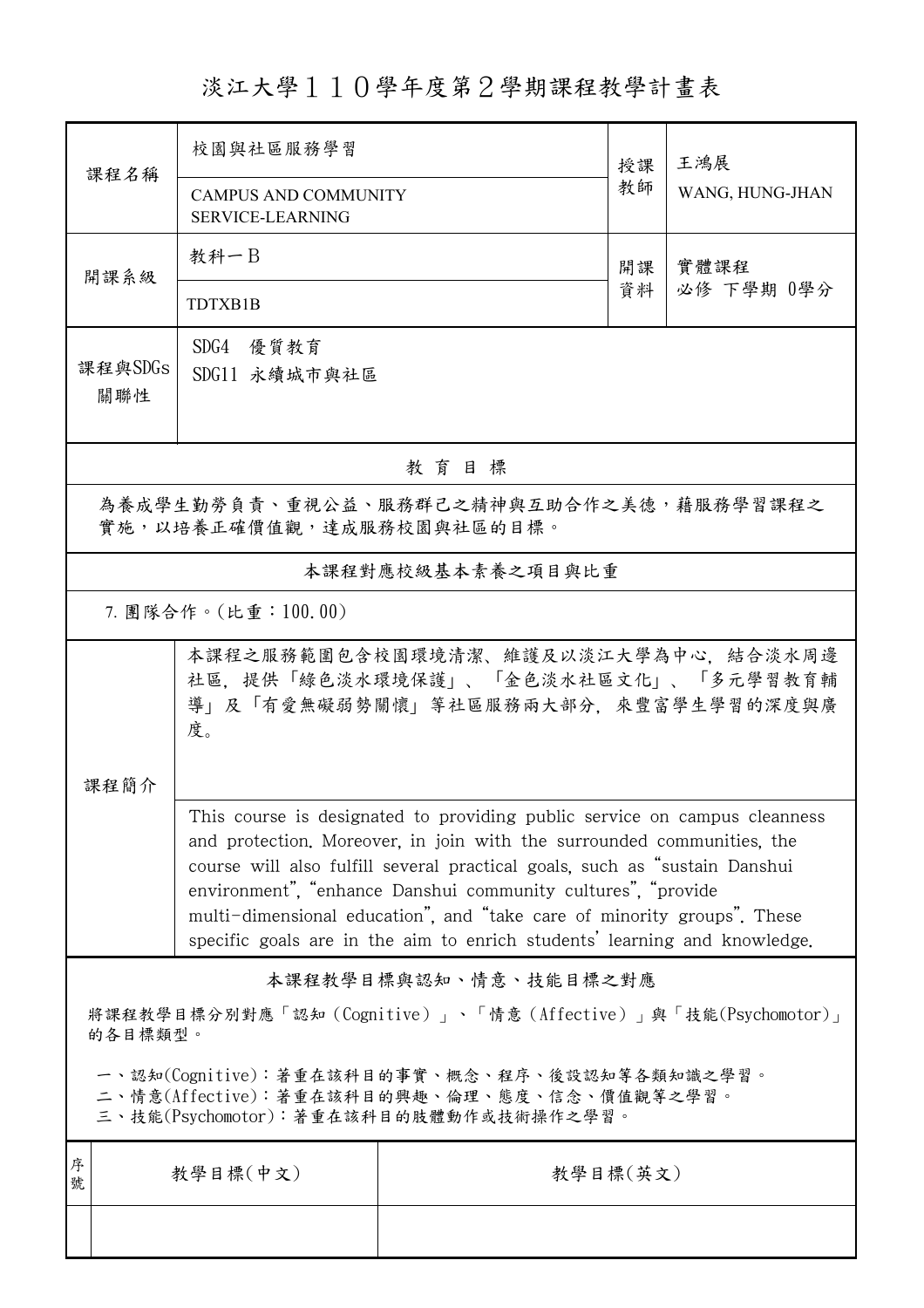# 淡江大學１１０學年度第２學期課程教學計畫表

| 課程名稱 | 校園與社區服務學習<br>CAMPUS AND COMMUNITY SERVICE-LEARNING | 授課教師 | 王鴻展<br>WANG, HUNG-JHAN |
|---|---|---|---|
| 開課系級 | 教科一Ｂ<br>TDTXB1B | 開課資料 | 實體課程<br>必修 下學期 0學分 |
| 課程與SDGs關聯性 | SDG4 優質教育<br>SDG11 永續城市與社區 | | |

## 教育目標

為養成學生勤勞負責、重視公益、服務群己之精神與互助合作之美德，藉服務學習課程之實施，以培養正確價值觀，達成服務校園與社區的目標。

## 本課程對應校級基本素養之項目與比重

7. 團隊合作。(比重：100.00)

## 課程簡介

本課程之服務範圍包含校園環境清潔、維護及以淡江大學為中心，結合淡水周邊社區，提供「綠色淡水環境保護」、「金色淡水社區文化」、「多元學習教育輔導」及「有愛無礙弱勢關懷」等社區服務兩大部分，來豐富學生學習的深度與廣度。

This course is designated to providing public service on campus cleanness and protection. Moreover, in join with the surrounded communities, the course will also fulfill several practical goals, such as "sustain Danshui environment", "enhance Danshui community cultures", "provide multi-dimensional education", and "take care of minority groups". These specific goals are in the aim to enrich students' learning and knowledge.

## 本課程教學目標與認知、情意、技能目標之對應

將課程教學目標分別對應「認知（Cognitive）」、「情意（Affective）」與「技能(Psychomotor)」的各目標類型。

一、認知(Cognitive)：著重在該科目的事實、概念、程序、後設認知等各類知識之學習。
二、情意(Affective)：著重在該科目的興趣、倫理、態度、信念、價值觀等之學習。
三、技能(Psychomotor)：著重在該科目的肢體動作或技術操作之學習。

| 序號 | 教學目標(中文) | 教學目標(英文) |
|---|---|---|
| | | |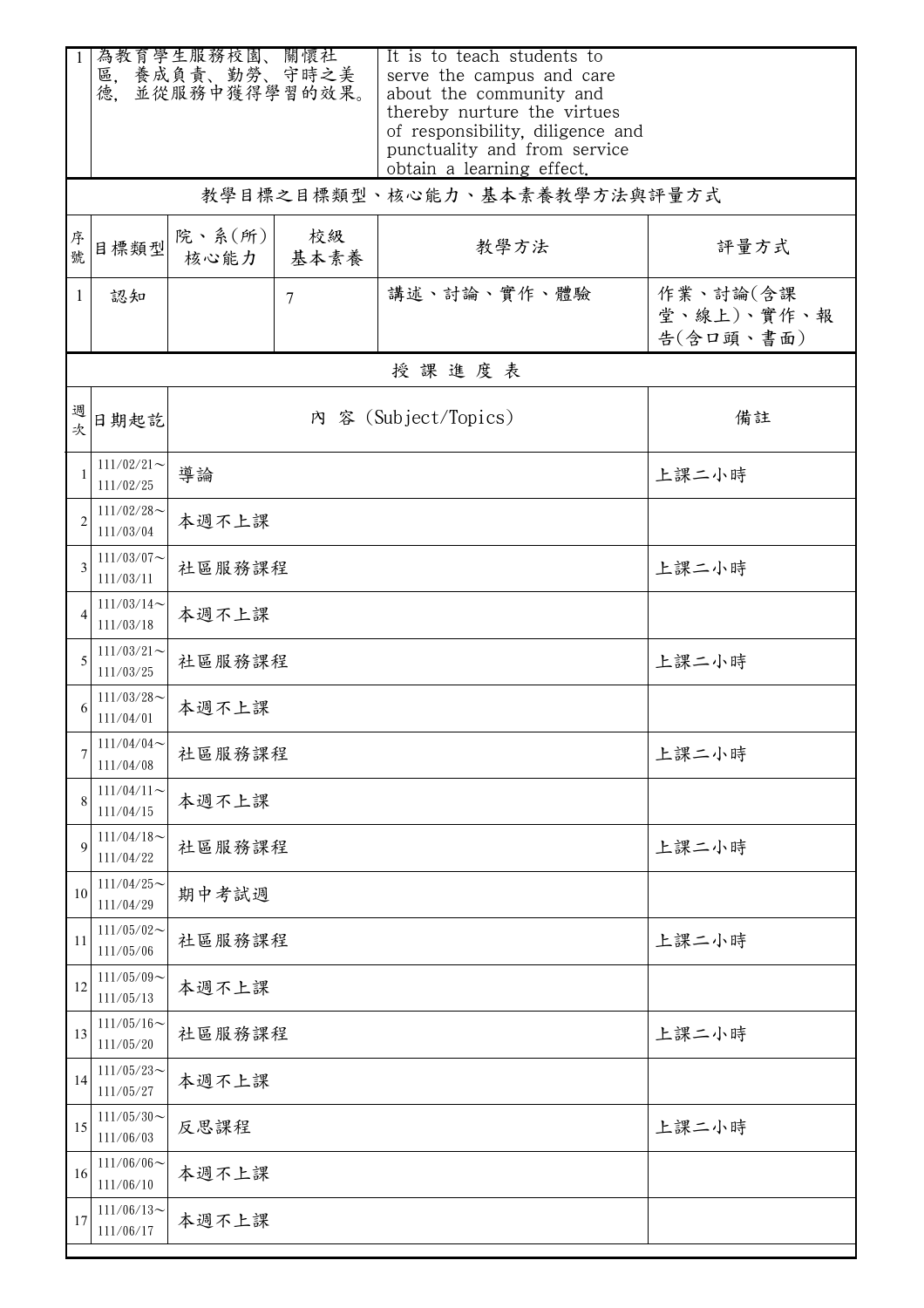| 1 | 為教育學生服務校園、關懷社區，養成負責、勤勞、守時之美德，並從服務中獲得學習的效果。 | It is to teach students to serve the campus and care about the community and thereby nurture the virtues of responsibility, diligence and punctuality and from service obtain a learning effect. |
|---|---|---|

## 教學目標之目標類型、核心能力、基本素養教學方法與評量方式

| 序號 | 目標類型 | 院、系(所)核心能力 | 校級基本素養 | 教學方法 | 評量方式 |
|---|---|---|---|---|---|
| 1 | 認知 |  | 7 | 講述、討論、實作、體驗 | 作業、討論(含課堂、線上)、實作、報告(含口頭、書面) |

## 授 課 進 度 表

| 週次 | 日期起訖 | 內 容 (Subject/Topics) | 備註 |
|---|---|---|---|
| 1 | 111/02/21～111/02/25 | 導論 | 上課二小時 |
| 2 | 111/02/28～111/03/04 | 本週不上課 |  |
| 3 | 111/03/07～111/03/11 | 社區服務課程 | 上課二小時 |
| 4 | 111/03/14～111/03/18 | 本週不上課 |  |
| 5 | 111/03/21～111/03/25 | 社區服務課程 | 上課二小時 |
| 6 | 111/03/28～111/04/01 | 本週不上課 |  |
| 7 | 111/04/04～111/04/08 | 社區服務課程 | 上課二小時 |
| 8 | 111/04/11～111/04/15 | 本週不上課 |  |
| 9 | 111/04/18～111/04/22 | 社區服務課程 | 上課二小時 |
| 10 | 111/04/25～111/04/29 | 期中考試週 |  |
| 11 | 111/05/02～111/05/06 | 社區服務課程 | 上課二小時 |
| 12 | 111/05/09～111/05/13 | 本週不上課 |  |
| 13 | 111/05/16～111/05/20 | 社區服務課程 | 上課二小時 |
| 14 | 111/05/23～111/05/27 | 本週不上課 |  |
| 15 | 111/05/30～111/06/03 | 反思課程 | 上課二小時 |
| 16 | 111/06/06～111/06/10 | 本週不上課 |  |
| 17 | 111/06/13～111/06/17 | 本週不上課 |  |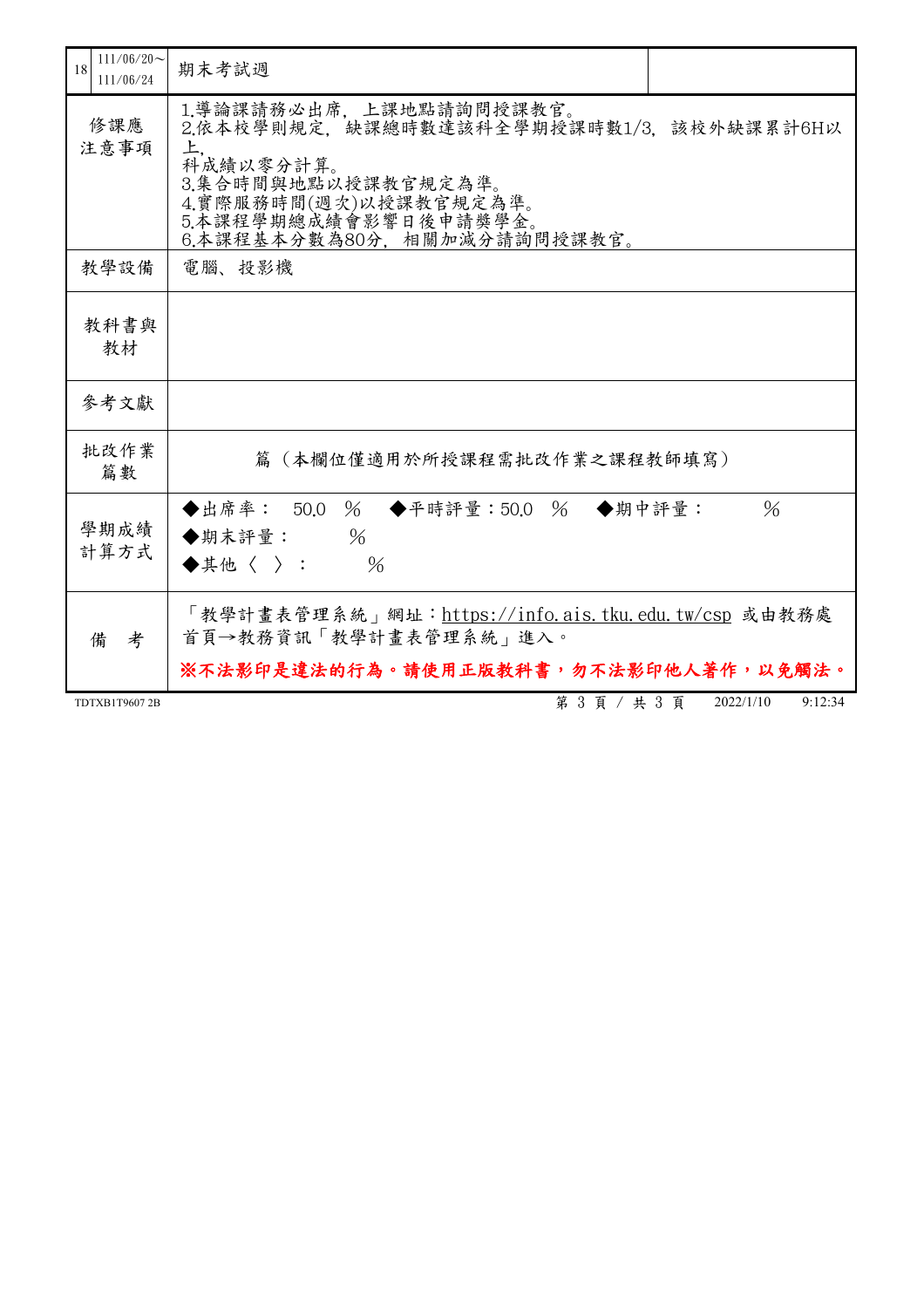| | | | |
|---|---|---|---|
| 18 | 111/06/20～<br>111/06/24 | 期末考試週 | |
| 修課應注意事項 | | 1.導論課請務必出席，上課地點請詢問授課教官。<br>2.依本校學則規定，缺課總時數達該科全學期授課時數1/3，該校外缺課累計6H以上，<br>科成績以零分計算。<br>3.集合時間與地點以授課教官規定為準。<br>4.實際服務時間(週次)以授課教官規定為準。<br>5.本課程學期總成績會影響日後申請獎學金。<br>6.本課程基本分數為80分，相關加減分請詢問授課教官。 | |
| 教學設備 | | 電腦、投影機 | |
| 教科書與教材 | | | |
| 參考文獻 | | | |
| 批改作業篇數 | | 篇（本欄位僅適用於所授課程需批改作業之課程教師填寫） | |
| 學期成績計算方式 | | ◆出席率： 50.0 ％ ◆平時評量：50.0 ％ ◆期中評量： ％<br>◆期末評量： ％<br>◆其他〈 〉： ％ | |
| 備　考 | | 「教學計畫表管理系統」網址：https://info.ais.tku.edu.tw/csp 或由教務處首頁→教務資訊「教學計畫表管理系統」進入。<br>**※不法影印是違法的行為。請使用正版教科書，勿不法影印他人著作，以免觸法。** | |

TDTXB1T9607 2B　　2022/1/10　9:12:34